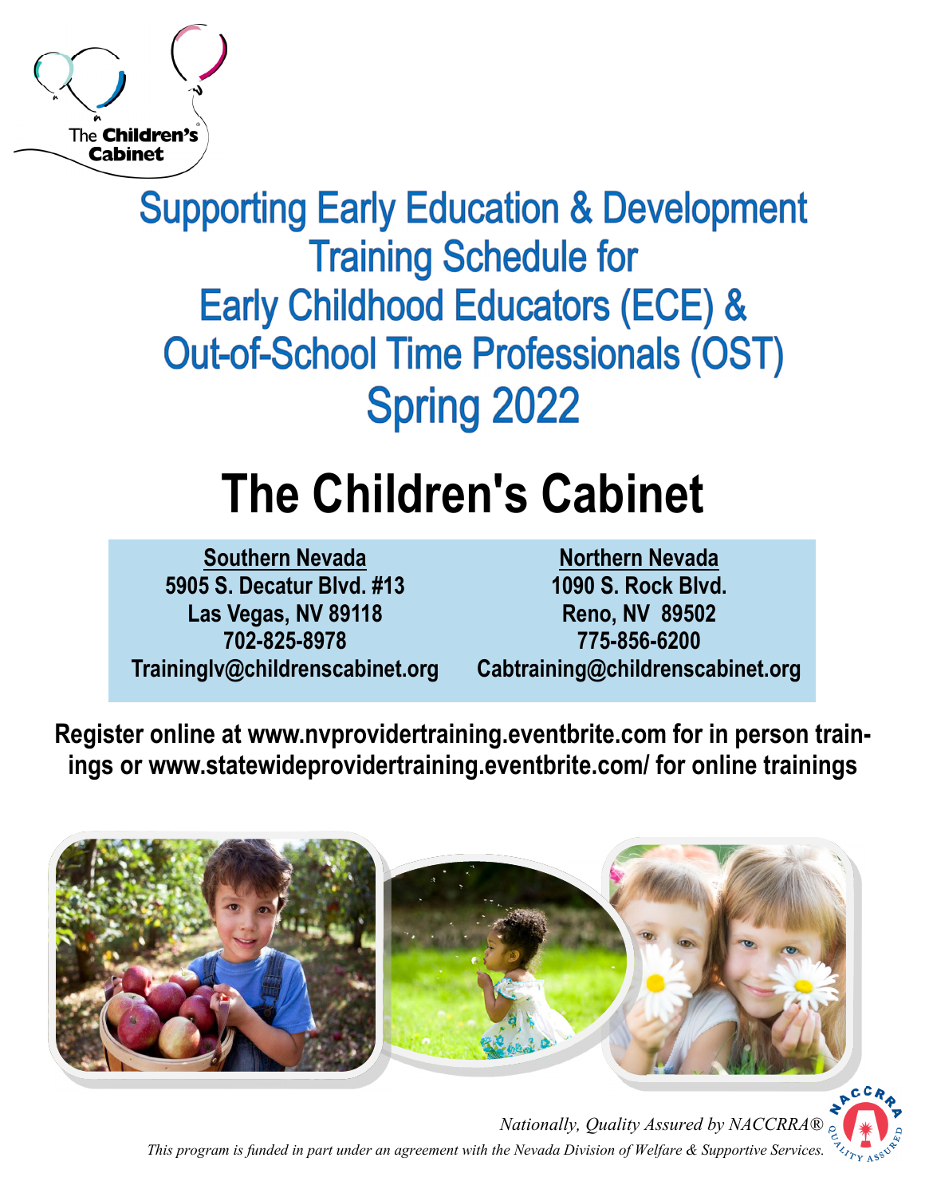The Children's Cabinet

# Supporting Early Education & Development Training Schedule for Early Childhood Educators (ECE) & Out-of-School Time Professionals (OST) Spring 2022

# The Children's Cabinet

| Southern Nevada | Northern Nevada |
|---|---|
| 5905 S. Decatur Blvd. #13 | 1090 S. Rock Blvd. |
| Las Vegas, NV 89118 | Reno, NV 89502 |
| 702-825-8978 | 775-856-6200 |
| Traininglv@childrenscabinet.org | Cabtraining@childrenscabinet.org |

**Register online at www.nvprovidertraining.eventbrite.com for in person trainings or www.statewideprovidertraining.eventbrite.com/ for online trainings**

*Nationally, Quality Assured by NACCRRA®*

*This program is funded in part under an agreement with the Nevada Division of Welfare & Supportive Services.*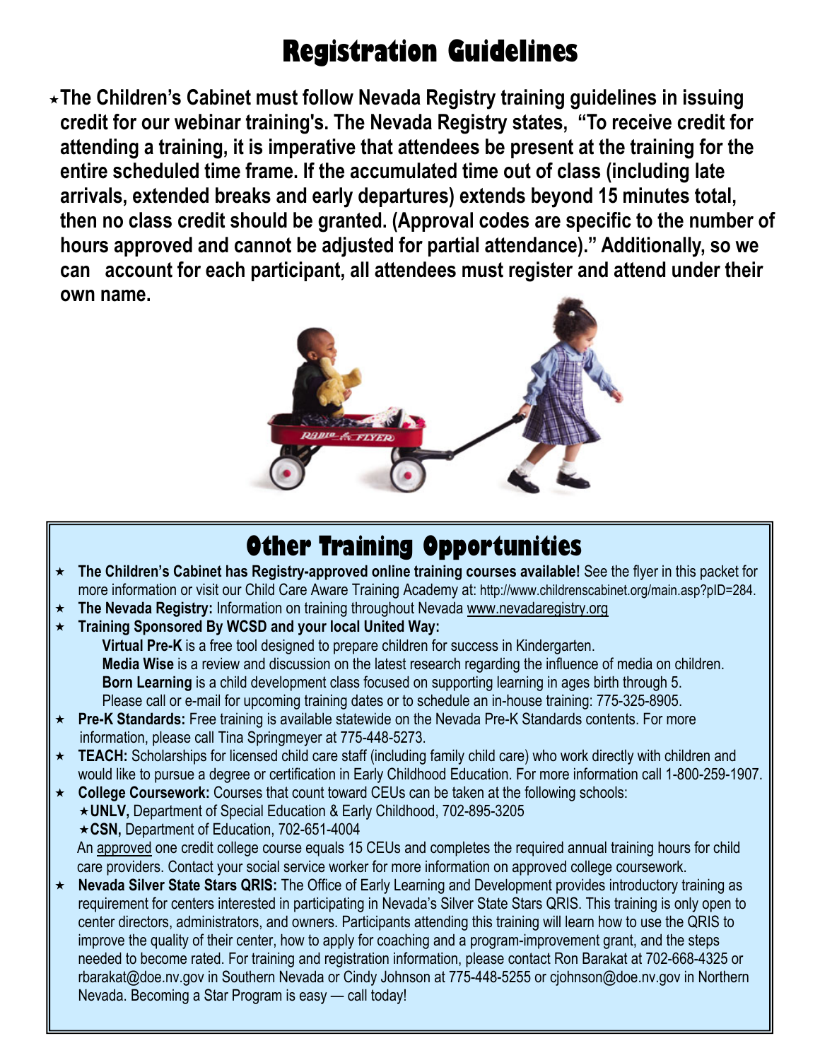# Registration Guidelines

- **The Children's Cabinet must follow Nevada Registry training guidelines in issuing credit for our webinar training's. The Nevada Registry states, "To receive credit for attending a training, it is imperative that attendees be present at the training for the entire scheduled time frame. If the accumulated time out of class (including late arrivals, extended breaks and early departures) extends beyond 15 minutes total, then no class credit should be granted. (Approval codes are specific to the number of hours approved and cannot be adjusted for partial attendance)." Additionally, so we can account for each participant, all attendees must register and attend under their own name.**

## Other Training Opportunities

- **The Children's Cabinet has Registry-approved online training courses available!** See the flyer in this packet for more information or visit our Child Care Aware Training Academy at: http://www.childrenscabinet.org/main.asp?pID=284.
- **The Nevada Registry:** Information on training throughout Nevada www.nevadaregistry.org
- **Training Sponsored By WCSD and your local United Way:**
  - **Virtual Pre-K** is a free tool designed to prepare children for success in Kindergarten.
  - **Media Wise** is a review and discussion on the latest research regarding the influence of media on children.
  - **Born Learning** is a child development class focused on supporting learning in ages birth through 5.
  - Please call or e-mail for upcoming training dates or to schedule an in-house training: 775-325-8905.
- **Pre-K Standards:** Free training is available statewide on the Nevada Pre-K Standards contents. For more information, please call Tina Springmeyer at 775-448-5273.
- **TEACH:** Scholarships for licensed child care staff (including family child care) who work directly with children and would like to pursue a degree or certification in Early Childhood Education. For more information call 1-800-259-1907.
- **College Coursework:** Courses that count toward CEUs can be taken at the following schools:
  - **UNLV,** Department of Special Education & Early Childhood, 702-895-3205
  - **CSN,** Department of Education, 702-651-4004

  An approved one credit college course equals 15 CEUs and completes the required annual training hours for child care providers. Contact your social service worker for more information on approved college coursework.
- **Nevada Silver State Stars QRIS:** The Office of Early Learning and Development provides introductory training as requirement for centers interested in participating in Nevada's Silver State Stars QRIS. This training is only open to center directors, administrators, and owners. Participants attending this training will learn how to use the QRIS to improve the quality of their center, how to apply for coaching and a program-improvement grant, and the steps needed to become rated. For training and registration information, please contact Ron Barakat at 702-668-4325 or rbarakat@doe.nv.gov in Southern Nevada or Cindy Johnson at 775-448-5255 or cjohnson@doe.nv.gov in Northern Nevada. Becoming a Star Program is easy — call today!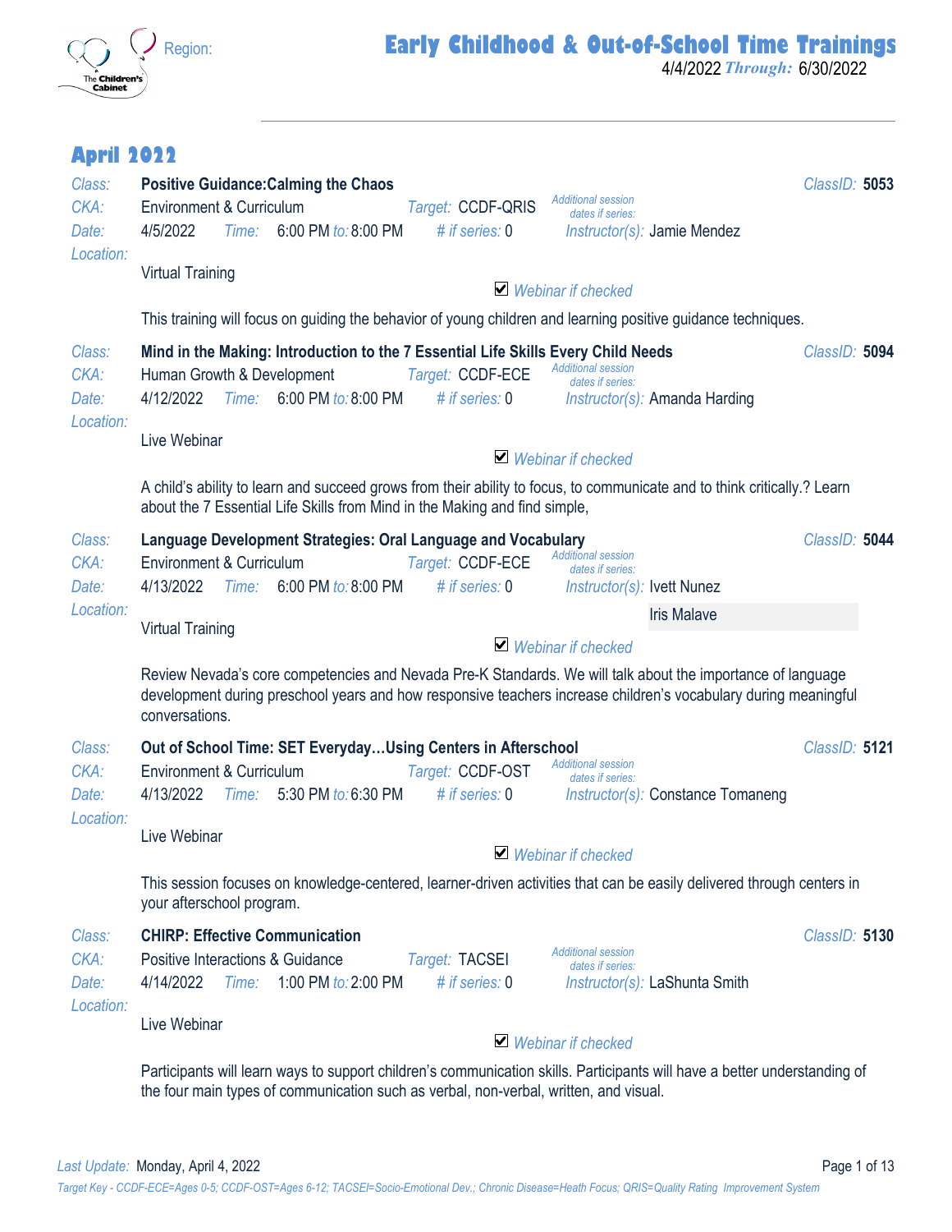Region:

# Early Childhood & Out-of-School Time Trainings

4/4/2022 *Through:* 6/30/2022

## April 2022

*Class:* **Positive Guidance:Calming the Chaos** *ClassID:* **5053**
*CKA:* Environment & Curriculum *Target:* CCDF-QRIS *Additional session dates if series:*
*Date:* 4/5/2022 *Time:* 6:00 PM *to:* 8:00 PM *# if series:* 0 *Instructor(s):* Jamie Mendez
*Location:* Virtual Training
☑ *Webinar if checked*

This training will focus on guiding the behavior of young children and learning positive guidance techniques.

*Class:* **Mind in the Making: Introduction to the 7 Essential Life Skills Every Child Needs** *ClassID:* **5094**
*CKA:* Human Growth & Development *Target:* CCDF-ECE *Additional session dates if series:*
*Date:* 4/12/2022 *Time:* 6:00 PM *to:* 8:00 PM *# if series:* 0 *Instructor(s):* Amanda Harding
*Location:* Live Webinar
☑ *Webinar if checked*

A child's ability to learn and succeed grows from their ability to focus, to communicate and to think critically.? Learn about the 7 Essential Life Skills from Mind in the Making and find simple,

*Class:* **Language Development Strategies: Oral Language and Vocabulary** *ClassID:* **5044**
*CKA:* Environment & Curriculum *Target:* CCDF-ECE *Additional session dates if series:*
*Date:* 4/13/2022 *Time:* 6:00 PM *to:* 8:00 PM *# if series:* 0 *Instructor(s):* Ivett Nunez, Iris Malave
*Location:* Virtual Training
☑ *Webinar if checked*

Review Nevada's core competencies and Nevada Pre-K Standards. We will talk about the importance of language development during preschool years and how responsive teachers increase children's vocabulary during meaningful conversations.

*Class:* **Out of School Time: SET Everyday…Using Centers in Afterschool** *ClassID:* **5121**
*CKA:* Environment & Curriculum *Target:* CCDF-OST *Additional session dates if series:*
*Date:* 4/13/2022 *Time:* 5:30 PM *to:* 6:30 PM *# if series:* 0 *Instructor(s):* Constance Tomaneng
*Location:* Live Webinar
☑ *Webinar if checked*

This session focuses on knowledge-centered, learner-driven activities that can be easily delivered through centers in your afterschool program.

*Class:* **CHIRP: Effective Communication** *ClassID:* **5130**
*CKA:* Positive Interactions & Guidance *Target:* TACSEI *Additional session dates if series:*
*Date:* 4/14/2022 *Time:* 1:00 PM *to:* 2:00 PM *# if series:* 0 *Instructor(s):* LaShunta Smith
*Location:* Live Webinar
☑ *Webinar if checked*

Participants will learn ways to support children's communication skills. Participants will have a better understanding of the four main types of communication such as verbal, non-verbal, written, and visual.

*Last Update:* Monday, April 4, 2022

*Target Key - CCDF-ECE=Ages 0-5; CCDF-OST=Ages 6-12; TACSEI=Socio-Emotional Dev.; Chronic Disease=Heath Focus; QRIS=Quality Rating Improvement System*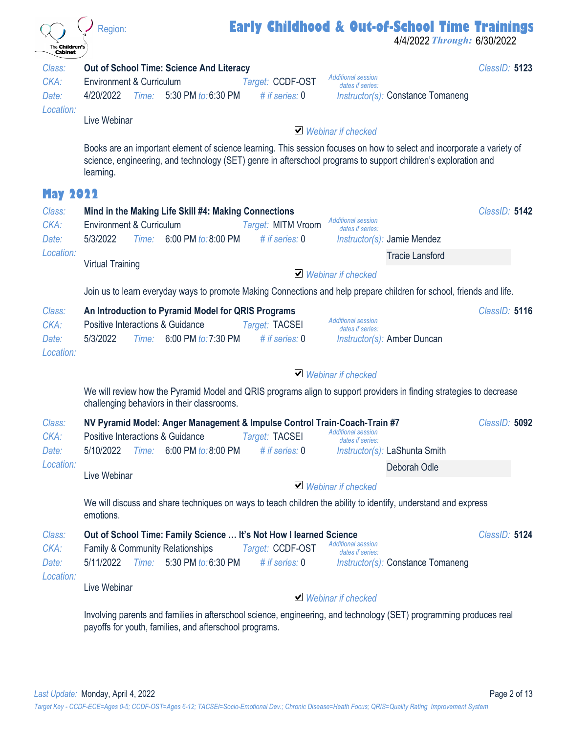Region:

# Early Childhood & Out-of-School Time Trainings

4/4/2022 *Through:* 6/30/2022

*Class:* **Out of School Time: Science And Literacy** *ClassID:* **5123**
*CKA:* Environment & Curriculum *Target:* CCDF-OST *Additional session dates if series:*
*Date:* 4/20/2022 *Time:* 5:30 PM *to:* 6:30 PM *# if series:* 0 *Instructor(s):* Constance Tomaneng
*Location:*
Live Webinar

☑ *Webinar if checked*

Books are an important element of science learning. This session focuses on how to select and incorporate a variety of science, engineering, and technology (SET) genre in afterschool programs to support children's exploration and learning.

## May 2022

*Class:* **Mind in the Making Life Skill #4: Making Connections** *ClassID:* **5142**
*CKA:* Environment & Curriculum *Target:* MITM Vroom *Additional session dates if series:*
*Date:* 5/3/2022 *Time:* 6:00 PM *to:* 8:00 PM *# if series:* 0 *Instructor(s):* Jamie Mendez, Tracie Lansford
*Location:*
Virtual Training

☑ *Webinar if checked*

Join us to learn everyday ways to promote Making Connections and help prepare children for school, friends and life.

*Class:* **An Introduction to Pyramid Model for QRIS Programs** *ClassID:* **5116**
*CKA:* Positive Interactions & Guidance *Target:* TACSEI *Additional session dates if series:*
*Date:* 5/3/2022 *Time:* 6:00 PM *to:* 7:30 PM *# if series:* 0 *Instructor(s):* Amber Duncan
*Location:*

☑ *Webinar if checked*

We will review how the Pyramid Model and QRIS programs align to support providers in finding strategies to decrease challenging behaviors in their classrooms.

*Class:* **NV Pyramid Model: Anger Management & Impulse Control Train-Coach-Train #7** *ClassID:* **5092**
*CKA:* Positive Interactions & Guidance *Target:* TACSEI *Additional session dates if series:*
*Date:* 5/10/2022 *Time:* 6:00 PM *to:* 8:00 PM *# if series:* 0 *Instructor(s):* LaShunta Smith, Deborah Odle
*Location:*
Live Webinar

☑ *Webinar if checked*

We will discuss and share techniques on ways to teach children the ability to identify, understand and express emotions.

*Class:* **Out of School Time: Family Science … It's Not How I learned Science** *ClassID:* **5124**
*CKA:* Family & Community Relationships *Target:* CCDF-OST *Additional session dates if series:*
*Date:* 5/11/2022 *Time:* 5:30 PM *to:* 6:30 PM *# if series:* 0 *Instructor(s):* Constance Tomaneng
*Location:*
Live Webinar

☑ *Webinar if checked*

Involving parents and families in afterschool science, engineering, and technology (SET) programming produces real payoffs for youth, families, and afterschool programs.

*Last Update:* Monday, April 4, 2022

*Target Key - CCDF-ECE=Ages 0-5; CCDF-OST=Ages 6-12; TACSEI=Socio-Emotional Dev.; Chronic Disease=Heath Focus; QRIS=Quality Rating Improvement System*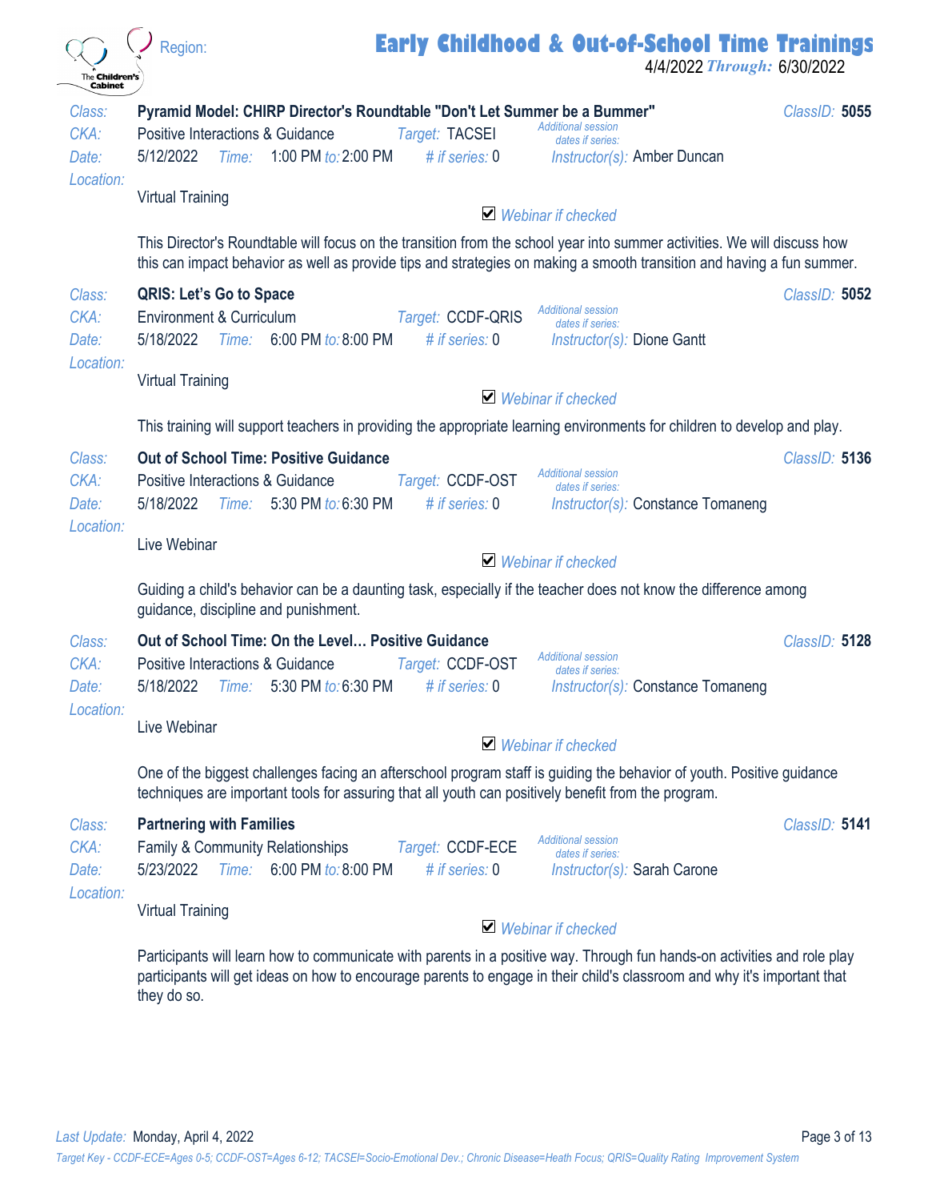Region:

# Early Childhood & Out-of-School Time Trainings

4/4/2022 *Through:* 6/30/2022

---

*Class:* **Pyramid Model: CHIRP Director's Roundtable "Don't Let Summer be a Bummer"** *ClassID:* **5055**

*CKA:* Positive Interactions & Guidance *Target:* TACSEI *Additional session dates if series:*

*Date:* 5/12/2022 *Time:* 1:00 PM *to:* 2:00 PM *# if series:* 0 *Instructor(s):* Amber Duncan

*Location:* Virtual Training

☑ *Webinar if checked*

This Director's Roundtable will focus on the transition from the school year into summer activities. We will discuss how this can impact behavior as well as provide tips and strategies on making a smooth transition and having a fun summer.

---

*Class:* **QRIS: Let's Go to Space** *ClassID:* **5052**

*CKA:* Environment & Curriculum *Target:* CCDF-QRIS *Additional session dates if series:*

*Date:* 5/18/2022 *Time:* 6:00 PM *to:* 8:00 PM *# if series:* 0 *Instructor(s):* Dione Gantt

*Location:* Virtual Training

☑ *Webinar if checked*

This training will support teachers in providing the appropriate learning environments for children to develop and play.

---

*Class:* **Out of School Time: Positive Guidance** *ClassID:* **5136**

*CKA:* Positive Interactions & Guidance *Target:* CCDF-OST *Additional session dates if series:*

*Date:* 5/18/2022 *Time:* 5:30 PM *to:* 6:30 PM *# if series:* 0 *Instructor(s):* Constance Tomaneng

*Location:* Live Webinar

☑ *Webinar if checked*

Guiding a child's behavior can be a daunting task, especially if the teacher does not know the difference among guidance, discipline and punishment.

---

*Class:* **Out of School Time: On the Level… Positive Guidance** *ClassID:* **5128**

*CKA:* Positive Interactions & Guidance *Target:* CCDF-OST *Additional session dates if series:*

*Date:* 5/18/2022 *Time:* 5:30 PM *to:* 6:30 PM *# if series:* 0 *Instructor(s):* Constance Tomaneng

*Location:* Live Webinar

☑ *Webinar if checked*

One of the biggest challenges facing an afterschool program staff is guiding the behavior of youth. Positive guidance techniques are important tools for assuring that all youth can positively benefit from the program.

---

*Class:* **Partnering with Families** *ClassID:* **5141**

*CKA:* Family & Community Relationships *Target:* CCDF-ECE *Additional session dates if series:*

*Date:* 5/23/2022 *Time:* 6:00 PM *to:* 8:00 PM *# if series:* 0 *Instructor(s):* Sarah Carone

*Location:* Virtual Training

☑ *Webinar if checked*

Participants will learn how to communicate with parents in a positive way. Through fun hands-on activities and role play participants will get ideas on how to encourage parents to engage in their child's classroom and why it's important that they do so.

---

*Last Update:* Monday, April 4, 2022

*Target Key - CCDF-ECE=Ages 0-5; CCDF-OST=Ages 6-12; TACSEI=Socio-Emotional Dev.; Chronic Disease=Heath Focus; QRIS=Quality Rating Improvement System*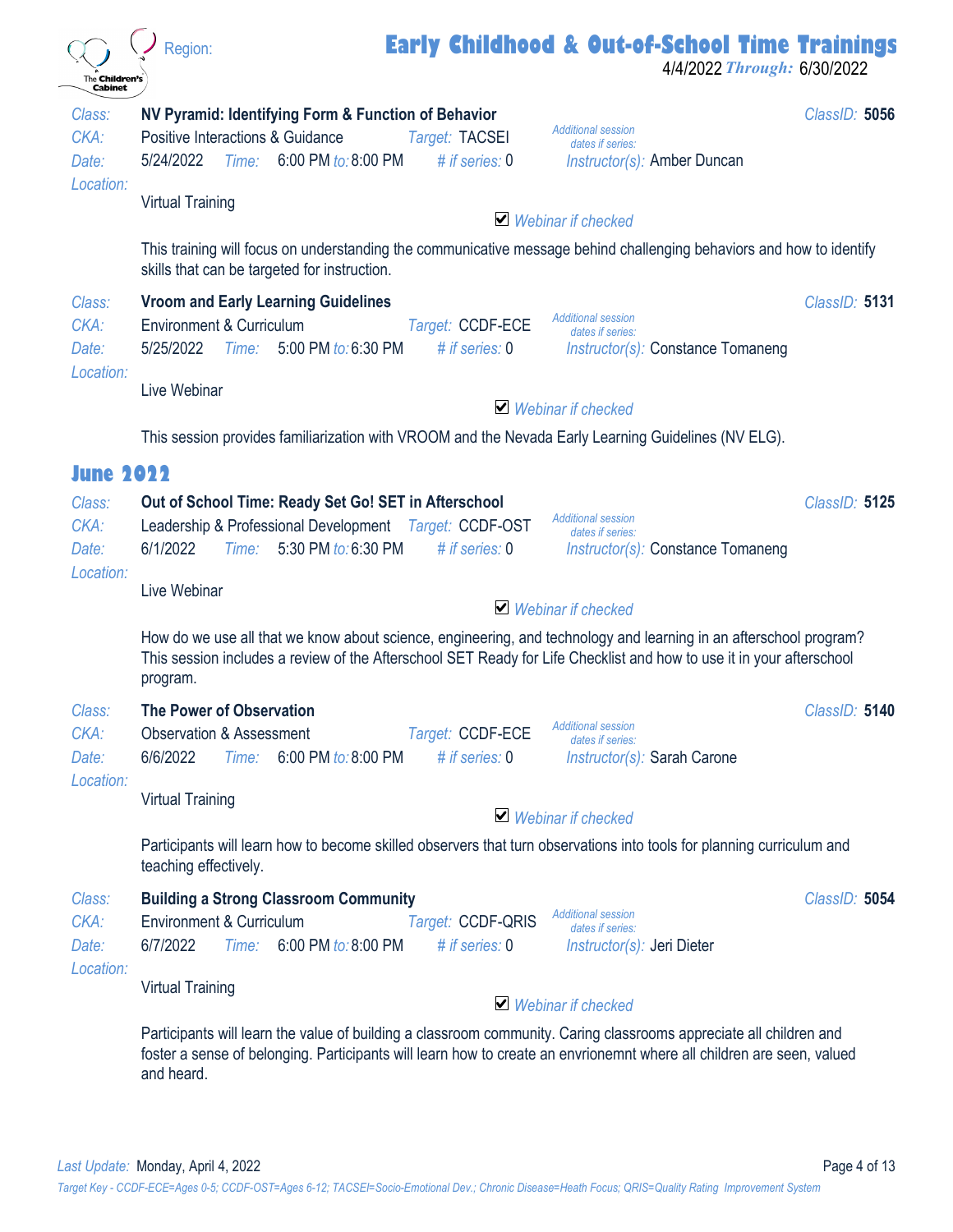**Class:** **NV Pyramid: Identifying Form & Function of Behavior** — *ClassID:* **5056**
*CKA:* Positive Interactions & Guidance — *Target:* TACSEI
*Date:* 5/24/2022 — *Time:* 6:00 PM *to:* 8:00 PM — *# if series:* 0
*Additional session dates if series:*
*Instructor(s):* Amber Duncan
*Location:* Virtual Training

☑ *Webinar if checked*

This training will focus on understanding the communicative message behind challenging behaviors and how to identify skills that can be targeted for instruction.

**Class:** **Vroom and Early Learning Guidelines** — *ClassID:* **5131**
*CKA:* Environment & Curriculum — *Target:* CCDF-ECE
*Date:* 5/25/2022 — *Time:* 5:00 PM *to:* 6:30 PM — *# if series:* 0
*Additional session dates if series:*
*Instructor(s):* Constance Tomaneng
*Location:* Live Webinar

☑ *Webinar if checked*

This session provides familiarization with VROOM and the Nevada Early Learning Guidelines (NV ELG).

## June 2022

**Class:** **Out of School Time: Ready Set Go! SET in Afterschool** — *ClassID:* **5125**
*CKA:* Leadership & Professional Development — *Target:* CCDF-OST
*Date:* 6/1/2022 — *Time:* 5:30 PM *to:* 6:30 PM — *# if series:* 0
*Additional session dates if series:*
*Instructor(s):* Constance Tomaneng
*Location:* Live Webinar

☑ *Webinar if checked*

How do we use all that we know about science, engineering, and technology and learning in an afterschool program? This session includes a review of the Afterschool SET Ready for Life Checklist and how to use it in your afterschool program.

**Class:** **The Power of Observation** — *ClassID:* **5140**
*CKA:* Observation & Assessment — *Target:* CCDF-ECE
*Date:* 6/6/2022 — *Time:* 6:00 PM *to:* 8:00 PM — *# if series:* 0
*Additional session dates if series:*
*Instructor(s):* Sarah Carone
*Location:* Virtual Training

☑ *Webinar if checked*

Participants will learn how to become skilled observers that turn observations into tools for planning curriculum and teaching effectively.

**Class:** **Building a Strong Classroom Community** — *ClassID:* **5054**
*CKA:* Environment & Curriculum — *Target:* CCDF-QRIS
*Date:* 6/7/2022 — *Time:* 6:00 PM *to:* 8:00 PM — *# if series:* 0
*Additional session dates if series:*
*Instructor(s):* Jeri Dieter
*Location:* Virtual Training

☑ *Webinar if checked*

Participants will learn the value of building a classroom community. Caring classrooms appreciate all children and foster a sense of belonging. Participants will learn how to create an envrionemnt where all children are seen, valued and heard.

*Target Key - CCDF-ECE=Ages 0-5; CCDF-OST=Ages 6-12; TACSEI=Socio-Emotional Dev.; Chronic Disease=Heath Focus; QRIS=Quality Rating Improvement System*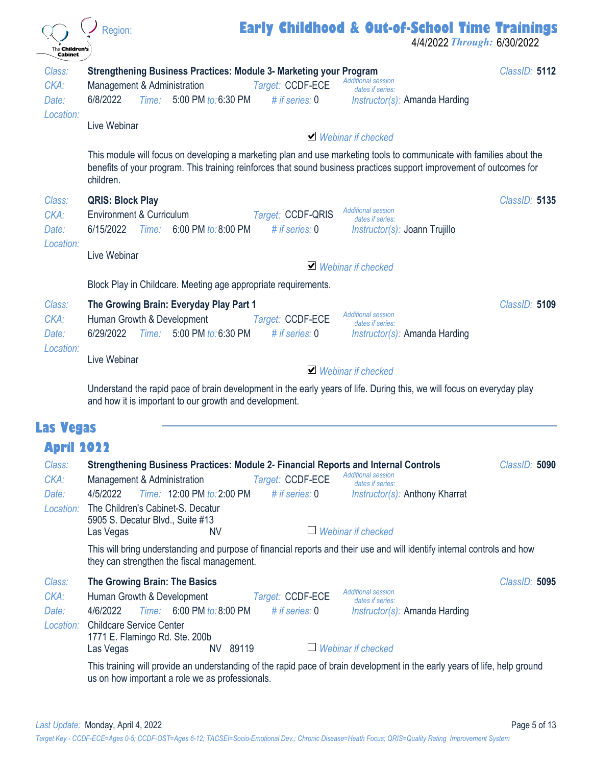**Class:** Strengthening Business Practices: Module 3- Marketing your Program — *ClassID:* **5112**
*CKA:* Management & Administration — *Target:* CCDF-ECE — *Additional session dates if series:*
*Date:* 6/8/2022 — *Time:* 5:00 PM *to:* 6:30 PM — *# if series:* 0 — *Instructor(s):* Amanda Harding
*Location:*
Live Webinar
☑ *Webinar if checked*

This module will focus on developing a marketing plan and use marketing tools to communicate with families about the benefits of your program. This training reinforces that sound business practices support improvement of outcomes for children.

**Class:** QRIS: Block Play — *ClassID:* **5135**
*CKA:* Environment & Curriculum — *Target:* CCDF-QRIS — *Additional session dates if series:*
*Date:* 6/15/2022 — *Time:* 6:00 PM *to:* 8:00 PM — *# if series:* 0 — *Instructor(s):* Joann Trujillo
*Location:*
Live Webinar
☑ *Webinar if checked*

Block Play in Childcare. Meeting age appropriate requirements.

**Class:** The Growing Brain: Everyday Play Part 1 — *ClassID:* **5109**
*CKA:* Human Growth & Development — *Target:* CCDF-ECE — *Additional session dates if series:*
*Date:* 6/29/2022 — *Time:* 5:00 PM *to:* 6:30 PM — *# if series:* 0 — *Instructor(s):* Amanda Harding
*Location:*
Live Webinar
☑ *Webinar if checked*

Understand the rapid pace of brain development in the early years of life. During this, we will focus on everyday play and how it is important to our growth and development.

## Las Vegas

### April 2022

**Class:** Strengthening Business Practices: Module 2- Financial Reports and Internal Controls — *ClassID:* **5090**
*CKA:* Management & Administration — *Target:* CCDF-ECE — *Additional session dates if series:*
*Date:* 4/5/2022 — *Time:* 12:00 PM *to:* 2:00 PM — *# if series:* 0 — *Instructor(s):* Anthony Kharrat
*Location:* The Children's Cabinet-S. Decatur
5905 S. Decatur Blvd., Suite #13
Las Vegas NV
☐ *Webinar if checked*

This will bring understanding and purpose of financial reports and their use and will identify internal controls and how they can strengthen the fiscal management.

**Class:** The Growing Brain: The Basics — *ClassID:* **5095**
*CKA:* Human Growth & Development — *Target:* CCDF-ECE — *Additional session dates if series:*
*Date:* 4/6/2022 — *Time:* 6:00 PM *to:* 8:00 PM — *# if series:* 0 — *Instructor(s):* Amanda Harding
*Location:* Childcare Service Center
1771 E. Flamingo Rd. Ste. 200b
Las Vegas NV 89119
☐ *Webinar if checked*

This training will provide an understanding of the rapid pace of brain development in the early years of life, help ground us on how important a role we as professionals.

*Last Update:* Monday, April 4, 2022

*Target Key - CCDF-ECE=Ages 0-5; CCDF-OST=Ages 6-12; TACSEI=Socio-Emotional Dev.; Chronic Disease=Heath Focus; QRIS=Quality Rating Improvement System*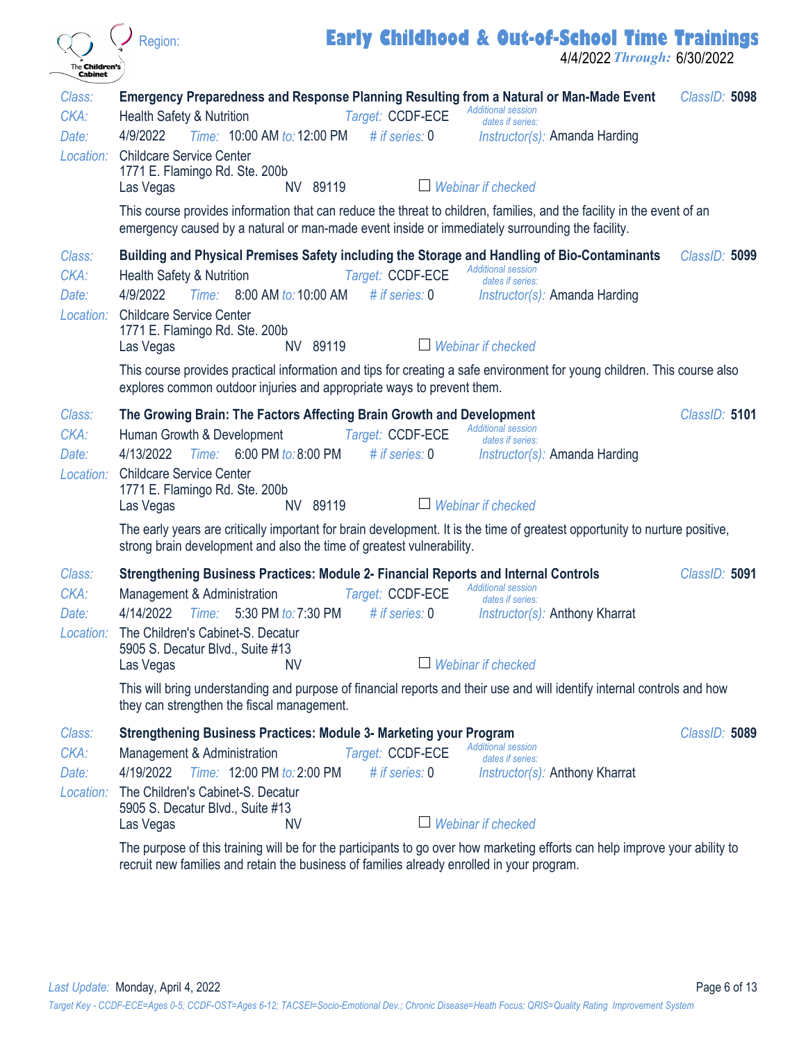Region:

# Early Childhood & Out-of-School Time Trainings

4/4/2022 *Through:* 6/30/2022

*Class:* **Emergency Preparedness and Response Planning Resulting from a Natural or Man-Made Event** *ClassID:* **5098**
*CKA:* Health Safety & Nutrition *Target:* CCDF-ECE *Additional session dates if series:*
*Date:* 4/9/2022 *Time:* 10:00 AM *to:* 12:00 PM *# if series:* 0 *Instructor(s):* Amanda Harding
*Location:* Childcare Service Center
1771 E. Flamingo Rd. Ste. 200b
Las Vegas NV 89119 ☐ *Webinar if checked*

This course provides information that can reduce the threat to children, families, and the facility in the event of an emergency caused by a natural or man-made event inside or immediately surrounding the facility.

*Class:* **Building and Physical Premises Safety including the Storage and Handling of Bio-Contaminants** *ClassID:* **5099**
*CKA:* Health Safety & Nutrition *Target:* CCDF-ECE *Additional session dates if series:*
*Date:* 4/9/2022 *Time:* 8:00 AM *to:* 10:00 AM *# if series:* 0 *Instructor(s):* Amanda Harding
*Location:* Childcare Service Center
1771 E. Flamingo Rd. Ste. 200b
Las Vegas NV 89119 ☐ *Webinar if checked*

This course provides practical information and tips for creating a safe environment for young children. This course also explores common outdoor injuries and appropriate ways to prevent them.

*Class:* **The Growing Brain: The Factors Affecting Brain Growth and Development** *ClassID:* **5101**
*CKA:* Human Growth & Development *Target:* CCDF-ECE *Additional session dates if series:*
*Date:* 4/13/2022 *Time:* 6:00 PM *to:* 8:00 PM *# if series:* 0 *Instructor(s):* Amanda Harding
*Location:* Childcare Service Center
1771 E. Flamingo Rd. Ste. 200b
Las Vegas NV 89119 ☐ *Webinar if checked*

The early years are critically important for brain development. It is the time of greatest opportunity to nurture positive, strong brain development and also the time of greatest vulnerability.

*Class:* **Strengthening Business Practices: Module 2- Financial Reports and Internal Controls** *ClassID:* **5091**
*CKA:* Management & Administration *Target:* CCDF-ECE *Additional session dates if series:*
*Date:* 4/14/2022 *Time:* 5:30 PM *to:* 7:30 PM *# if series:* 0 *Instructor(s):* Anthony Kharrat
*Location:* The Children's Cabinet-S. Decatur
5905 S. Decatur Blvd., Suite #13
Las Vegas NV ☐ *Webinar if checked*

This will bring understanding and purpose of financial reports and their use and will identify internal controls and how they can strengthen the fiscal management.

*Class:* **Strengthening Business Practices: Module 3- Marketing your Program** *ClassID:* **5089**
*CKA:* Management & Administration *Target:* CCDF-ECE *Additional session dates if series:*
*Date:* 4/19/2022 *Time:* 12:00 PM *to:* 2:00 PM *# if series:* 0 *Instructor(s):* Anthony Kharrat
*Location:* The Children's Cabinet-S. Decatur
5905 S. Decatur Blvd., Suite #13
Las Vegas NV ☐ *Webinar if checked*

The purpose of this training will be for the participants to go over how marketing efforts can help improve your ability to recruit new families and retain the business of families already enrolled in your program.

*Last Update:* Monday, April 4, 2022

*Target Key - CCDF-ECE=Ages 0-5; CCDF-OST=Ages 6-12; TACSEI=Socio-Emotional Dev.; Chronic Disease=Heath Focus; QRIS=Quality Rating Improvement System*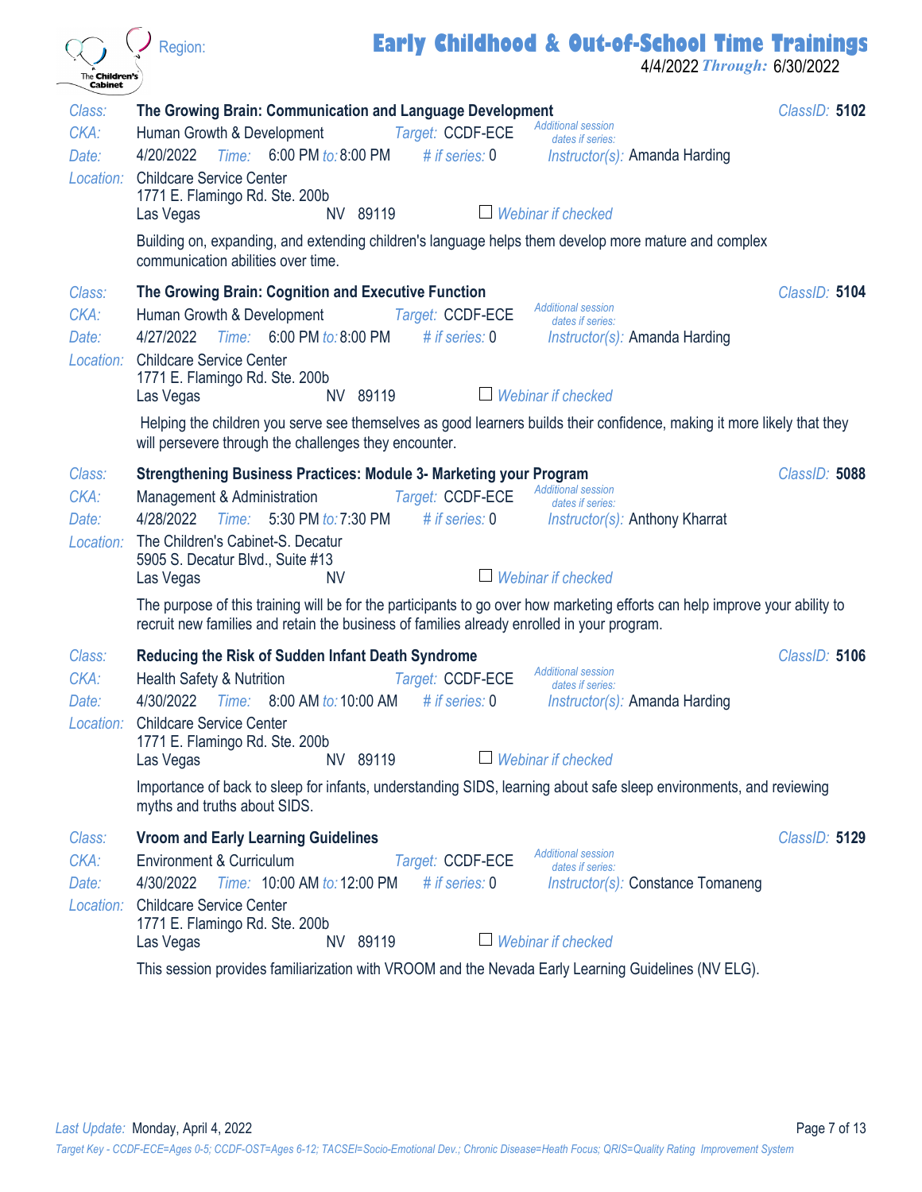# Early Childhood & Out-of-School Time Trainings

Region:

4/4/2022 *Through:* 6/30/2022

---

*Class:* **The Growing Brain: Communication and Language Development** — *ClassID:* **5102**

*CKA:* Human Growth & Development — *Target:* CCDF-ECE — *Additional session dates if series:*

*Date:* 4/20/2022 — *Time:* 6:00 PM *to:* 8:00 PM — *# if series:* 0 — *Instructor(s):* Amanda Harding

*Location:* Childcare Service Center
1771 E. Flamingo Rd. Ste. 200b
Las Vegas NV 89119 — ☐ *Webinar if checked*

Building on, expanding, and extending children's language helps them develop more mature and complex communication abilities over time.

---

*Class:* **The Growing Brain: Cognition and Executive Function** — *ClassID:* **5104**

*CKA:* Human Growth & Development — *Target:* CCDF-ECE — *Additional session dates if series:*

*Date:* 4/27/2022 — *Time:* 6:00 PM *to:* 8:00 PM — *# if series:* 0 — *Instructor(s):* Amanda Harding

*Location:* Childcare Service Center
1771 E. Flamingo Rd. Ste. 200b
Las Vegas NV 89119 — ☐ *Webinar if checked*

Helping the children you serve see themselves as good learners builds their confidence, making it more likely that they will persevere through the challenges they encounter.

---

*Class:* **Strengthening Business Practices: Module 3- Marketing your Program** — *ClassID:* **5088**

*CKA:* Management & Administration — *Target:* CCDF-ECE — *Additional session dates if series:*

*Date:* 4/28/2022 — *Time:* 5:30 PM *to:* 7:30 PM — *# if series:* 0 — *Instructor(s):* Anthony Kharrat

*Location:* The Children's Cabinet-S. Decatur
5905 S. Decatur Blvd., Suite #13
Las Vegas NV — ☐ *Webinar if checked*

The purpose of this training will be for the participants to go over how marketing efforts can help improve your ability to recruit new families and retain the business of families already enrolled in your program.

---

*Class:* **Reducing the Risk of Sudden Infant Death Syndrome** — *ClassID:* **5106**

*CKA:* Health Safety & Nutrition — *Target:* CCDF-ECE — *Additional session dates if series:*

*Date:* 4/30/2022 — *Time:* 8:00 AM *to:* 10:00 AM — *# if series:* 0 — *Instructor(s):* Amanda Harding

*Location:* Childcare Service Center
1771 E. Flamingo Rd. Ste. 200b
Las Vegas NV 89119 — ☐ *Webinar if checked*

Importance of back to sleep for infants, understanding SIDS, learning about safe sleep environments, and reviewing myths and truths about SIDS.

---

*Class:* **Vroom and Early Learning Guidelines** — *ClassID:* **5129**

*CKA:* Environment & Curriculum — *Target:* CCDF-ECE — *Additional session dates if series:*

*Date:* 4/30/2022 — *Time:* 10:00 AM *to:* 12:00 PM — *# if series:* 0 — *Instructor(s):* Constance Tomaneng

*Location:* Childcare Service Center
1771 E. Flamingo Rd. Ste. 200b
Las Vegas NV 89119 — ☐ *Webinar if checked*

This session provides familiarization with VROOM and the Nevada Early Learning Guidelines (NV ELG).

---

*Last Update:* Monday, April 4, 2022

*Target Key - CCDF-ECE=Ages 0-5; CCDF-OST=Ages 6-12; TACSEI=Socio-Emotional Dev.; Chronic Disease=Heath Focus; QRIS=Quality Rating Improvement System*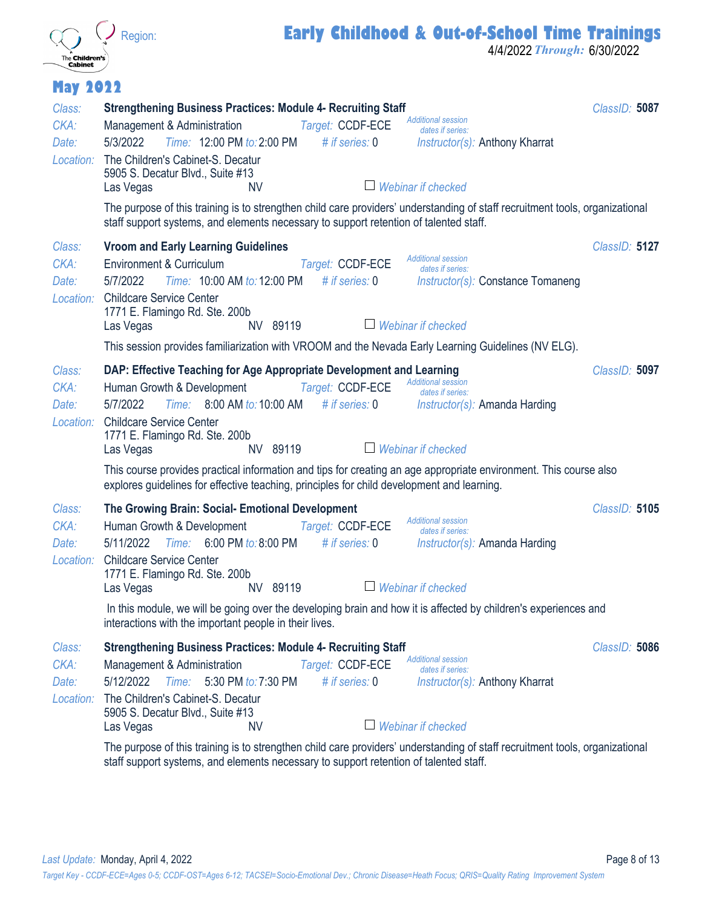## May 2022

**Class:** **Strengthening Business Practices: Module 4- Recruiting Staff** — *ClassID:* **5087**
**CKA:** Management & Administration — *Target:* CCDF-ECE — *Additional session dates if series:*
**Date:** 5/3/2022 — *Time:* 12:00 PM *to:* 2:00 PM — *# if series:* 0 — *Instructor(s):* Anthony Kharrat
**Location:** The Children's Cabinet-S. Decatur
5905 S. Decatur Blvd., Suite #13
Las Vegas NV
☐ *Webinar if checked*

The purpose of this training is to strengthen child care providers' understanding of staff recruitment tools, organizational staff support systems, and elements necessary to support retention of talented staff.

**Class:** **Vroom and Early Learning Guidelines** — *ClassID:* **5127**
**CKA:** Environment & Curriculum — *Target:* CCDF-ECE — *Additional session dates if series:*
**Date:** 5/7/2022 — *Time:* 10:00 AM *to:* 12:00 PM — *# if series:* 0 — *Instructor(s):* Constance Tomaneng
**Location:** Childcare Service Center
1771 E. Flamingo Rd. Ste. 200b
Las Vegas NV 89119
☐ *Webinar if checked*

This session provides familiarization with VROOM and the Nevada Early Learning Guidelines (NV ELG).

**Class:** **DAP: Effective Teaching for Age Appropriate Development and Learning** — *ClassID:* **5097**
**CKA:** Human Growth & Development — *Target:* CCDF-ECE — *Additional session dates if series:*
**Date:** 5/7/2022 — *Time:* 8:00 AM *to:* 10:00 AM — *# if series:* 0 — *Instructor(s):* Amanda Harding
**Location:** Childcare Service Center
1771 E. Flamingo Rd. Ste. 200b
Las Vegas NV 89119
☐ *Webinar if checked*

This course provides practical information and tips for creating an age appropriate environment. This course also explores guidelines for effective teaching, principles for child development and learning.

**Class:** **The Growing Brain: Social- Emotional Development** — *ClassID:* **5105**
**CKA:** Human Growth & Development — *Target:* CCDF-ECE — *Additional session dates if series:*
**Date:** 5/11/2022 — *Time:* 6:00 PM *to:* 8:00 PM — *# if series:* 0 — *Instructor(s):* Amanda Harding
**Location:** Childcare Service Center
1771 E. Flamingo Rd. Ste. 200b
Las Vegas NV 89119
☐ *Webinar if checked*

In this module, we will be going over the developing brain and how it is affected by children's experiences and interactions with the important people in their lives.

**Class:** **Strengthening Business Practices: Module 4- Recruiting Staff** — *ClassID:* **5086**
**CKA:** Management & Administration — *Target:* CCDF-ECE — *Additional session dates if series:*
**Date:** 5/12/2022 — *Time:* 5:30 PM *to:* 7:30 PM — *# if series:* 0 — *Instructor(s):* Anthony Kharrat
**Location:** The Children's Cabinet-S. Decatur
5905 S. Decatur Blvd., Suite #13
Las Vegas NV
☐ *Webinar if checked*

The purpose of this training is to strengthen child care providers' understanding of staff recruitment tools, organizational staff support systems, and elements necessary to support retention of talented staff.

*Target Key - CCDF-ECE=Ages 0-5; CCDF-OST=Ages 6-12; TACSEI=Socio-Emotional Dev.; Chronic Disease=Heath Focus; QRIS=Quality Rating Improvement System*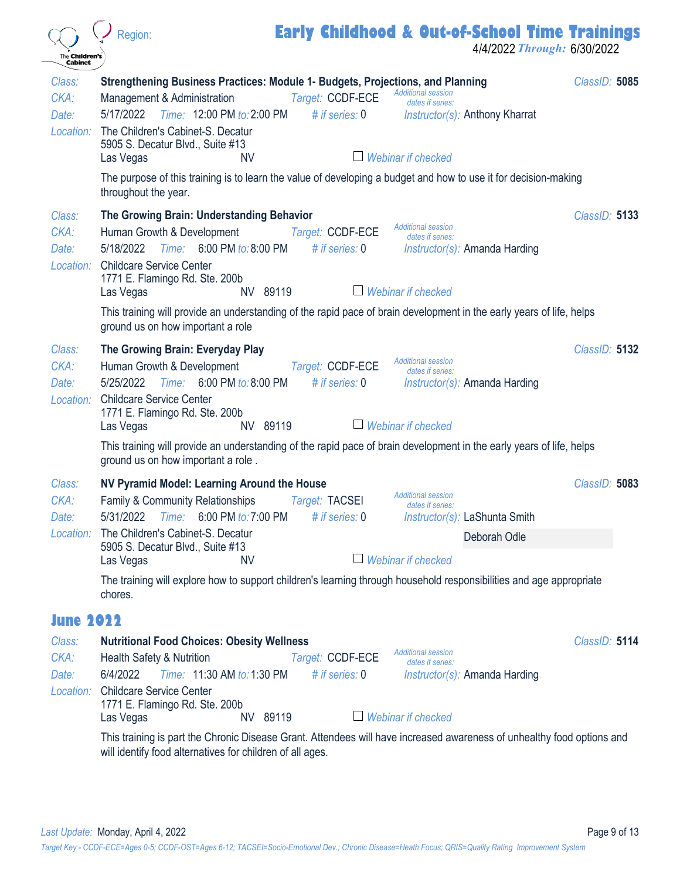**Class:** Strengthening Business Practices: Module 1- Budgets, Projections, and Planning — *ClassID:* **5085**
**CKA:** Management & Administration — *Target:* CCDF-ECE — *Additional session dates if series:*
**Date:** 5/17/2022 — *Time:* 12:00 PM *to:* 2:00 PM — *# if series:* 0 — *Instructor(s):* Anthony Kharrat
**Location:** The Children's Cabinet-S. Decatur
5905 S. Decatur Blvd., Suite #13
Las Vegas NV
☐ Webinar if checked

The purpose of this training is to learn the value of developing a budget and how to use it for decision-making throughout the year.

**Class:** The Growing Brain: Understanding Behavior — *ClassID:* **5133**
**CKA:** Human Growth & Development — *Target:* CCDF-ECE — *Additional session dates if series:*
**Date:** 5/18/2022 — *Time:* 6:00 PM *to:* 8:00 PM — *# if series:* 0 — *Instructor(s):* Amanda Harding
**Location:** Childcare Service Center
1771 E. Flamingo Rd. Ste. 200b
Las Vegas NV 89119
☐ Webinar if checked

This training will provide an understanding of the rapid pace of brain development in the early years of life, helps ground us on how important a role

**Class:** The Growing Brain: Everyday Play — *ClassID:* **5132**
**CKA:** Human Growth & Development — *Target:* CCDF-ECE — *Additional session dates if series:*
**Date:** 5/25/2022 — *Time:* 6:00 PM *to:* 8:00 PM — *# if series:* 0 — *Instructor(s):* Amanda Harding
**Location:** Childcare Service Center
1771 E. Flamingo Rd. Ste. 200b
Las Vegas NV 89119
☐ Webinar if checked

This training will provide an understanding of the rapid pace of brain development in the early years of life, helps ground us on how important a role .

**Class:** NV Pyramid Model: Learning Around the House — *ClassID:* **5083**
**CKA:** Family & Community Relationships — *Target:* TACSEI — *Additional session dates if series:*
**Date:** 5/31/2022 — *Time:* 6:00 PM *to:* 7:00 PM — *# if series:* 0 — *Instructor(s):* LaShunta Smith, Deborah Odle
**Location:** The Children's Cabinet-S. Decatur
5905 S. Decatur Blvd., Suite #13
Las Vegas NV
☐ Webinar if checked

The training will explore how to support children's learning through household responsibilities and age appropriate chores.

## June 2022

**Class:** Nutritional Food Choices: Obesity Wellness — *ClassID:* **5114**
**CKA:** Health Safety & Nutrition — *Target:* CCDF-ECE — *Additional session dates if series:*
**Date:** 6/4/2022 — *Time:* 11:30 AM *to:* 1:30 PM — *# if series:* 0 — *Instructor(s):* Amanda Harding
**Location:** Childcare Service Center
1771 E. Flamingo Rd. Ste. 200b
Las Vegas NV 89119
☐ Webinar if checked

This training is part the Chronic Disease Grant. Attendees will have increased awareness of unhealthy food options and will identify food alternatives for children of all ages.

*Target Key - CCDF-ECE=Ages 0-5; CCDF-OST=Ages 6-12; TACSEI=Socio-Emotional Dev.; Chronic Disease=Heath Focus; QRIS=Quality Rating Improvement System*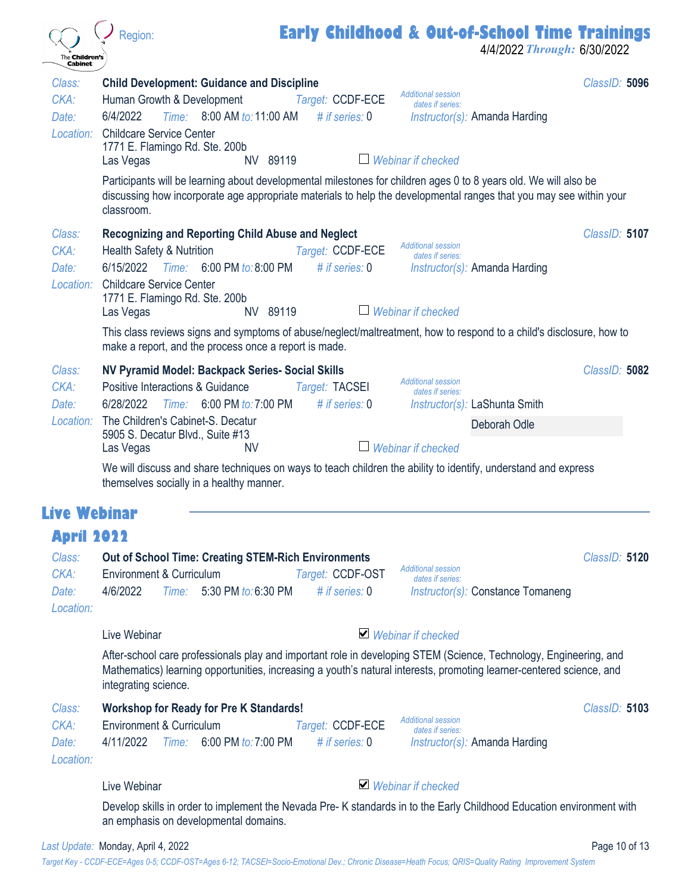**Class:** Child Development: Guidance and Discipline — *ClassID:* **5096**
*CKA:* Human Growth & Development — *Target:* CCDF-ECE — *Additional session dates if series:*
*Date:* 6/4/2022 — *Time:* 8:00 AM *to:* 11:00 AM — *# if series:* 0 — *Instructor(s):* Amanda Harding
*Location:* Childcare Service Center
1771 E. Flamingo Rd. Ste. 200b
Las Vegas NV 89119
☐ *Webinar if checked*

Participants will be learning about developmental milestones for children ages 0 to 8 years old. We will also be discussing how incorporate age appropriate materials to help the developmental ranges that you may see within your classroom.

**Class:** Recognizing and Reporting Child Abuse and Neglect — *ClassID:* **5107**
*CKA:* Health Safety & Nutrition — *Target:* CCDF-ECE — *Additional session dates if series:*
*Date:* 6/15/2022 — *Time:* 6:00 PM *to:* 8:00 PM — *# if series:* 0 — *Instructor(s):* Amanda Harding
*Location:* Childcare Service Center
1771 E. Flamingo Rd. Ste. 200b
Las Vegas NV 89119
☐ *Webinar if checked*

This class reviews signs and symptoms of abuse/neglect/maltreatment, how to respond to a child's disclosure, how to make a report, and the process once a report is made.

**Class:** NV Pyramid Model: Backpack Series- Social Skills — *ClassID:* **5082**
*CKA:* Positive Interactions & Guidance — *Target:* TACSEI — *Additional session dates if series:*
*Date:* 6/28/2022 — *Time:* 6:00 PM *to:* 7:00 PM — *# if series:* 0 — *Instructor(s):* LaShunta Smith, Deborah Odle
*Location:* The Children's Cabinet-S. Decatur
5905 S. Decatur Blvd., Suite #13
Las Vegas NV
☐ *Webinar if checked*

We will discuss and share techniques on ways to teach children the ability to identify, understand and express themselves socially in a healthy manner.

## Live Webinar

### April 2022

**Class:** Out of School Time: Creating STEM-Rich Environments — *ClassID:* **5120**
*CKA:* Environment & Curriculum — *Target:* CCDF-OST — *Additional session dates if series:*
*Date:* 4/6/2022 — *Time:* 5:30 PM *to:* 6:30 PM — *# if series:* 0 — *Instructor(s):* Constance Tomaneng
*Location:*
Live Webinar
☑ *Webinar if checked*

After-school care professionals play and important role in developing STEM (Science, Technology, Engineering, and Mathematics) learning opportunities, increasing a youth's natural interests, promoting learner-centered science, and integrating science.

**Class:** Workshop for Ready for Pre K Standards! — *ClassID:* **5103**
*CKA:* Environment & Curriculum — *Target:* CCDF-ECE — *Additional session dates if series:*
*Date:* 4/11/2022 — *Time:* 6:00 PM *to:* 7:00 PM — *# if series:* 0 — *Instructor(s):* Amanda Harding
*Location:*
Live Webinar
☑ *Webinar if checked*

Develop skills in order to implement the Nevada Pre- K standards in to the Early Childhood Education environment with an emphasis on developmental domains.

*Target Key - CCDF-ECE=Ages 0-5; CCDF-OST=Ages 6-12; TACSEI=Socio-Emotional Dev.; Chronic Disease=Heath Focus; QRIS=Quality Rating Improvement System*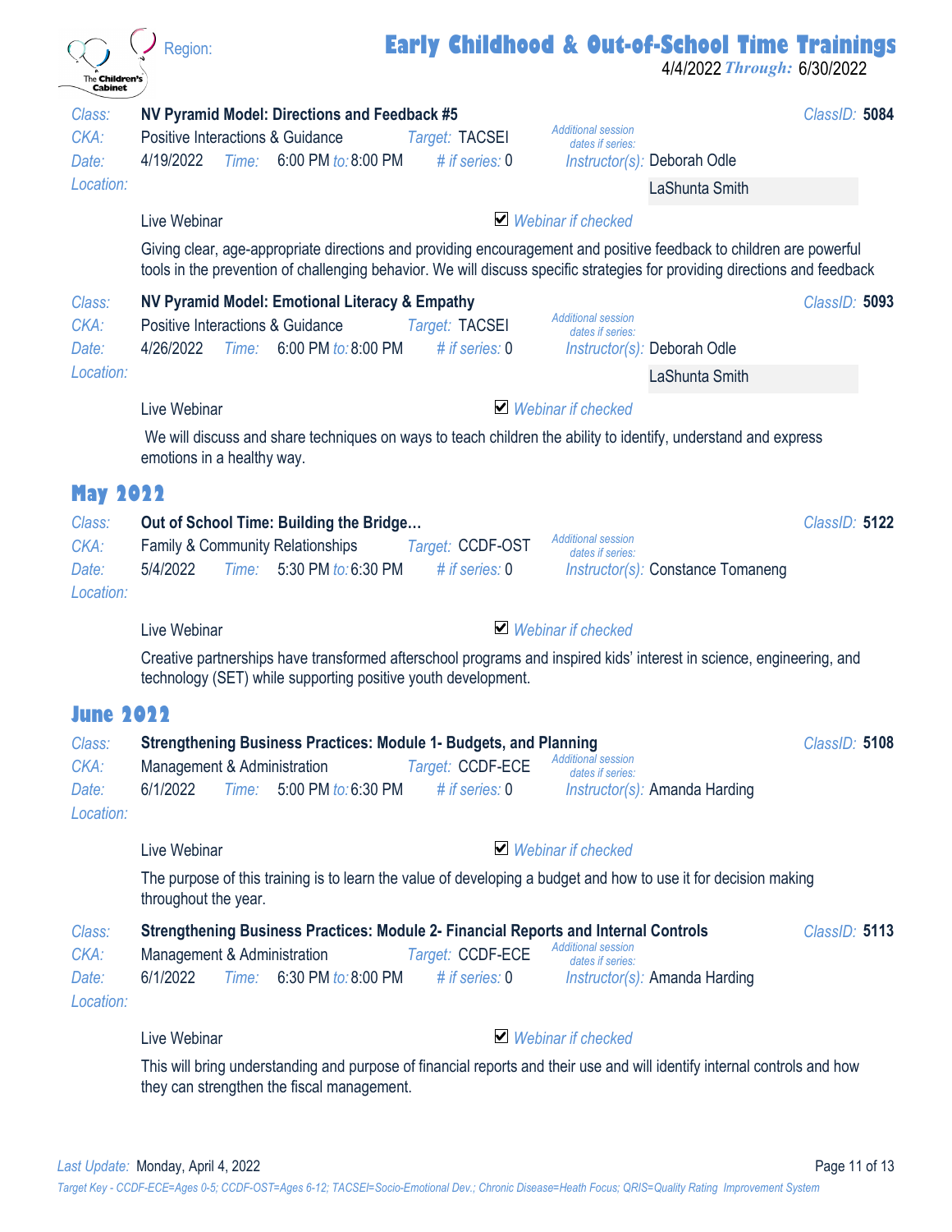**Class:** NV Pyramid Model: Directions and Feedback #5 — *ClassID:* **5084**
*CKA:* Positive Interactions & Guidance | *Target:* TACSEI
*Date:* 4/19/2022 | *Time:* 6:00 PM *to:* 8:00 PM | *# if series:* 0
*Additional session dates if series:*
*Instructor(s):* Deborah Odle, LaShunta Smith
*Location:* Live Webinar
☑ *Webinar if checked*

Giving clear, age-appropriate directions and providing encouragement and positive feedback to children are powerful tools in the prevention of challenging behavior. We will discuss specific strategies for providing directions and feedback

**Class:** NV Pyramid Model: Emotional Literacy & Empathy — *ClassID:* **5093**
*CKA:* Positive Interactions & Guidance | *Target:* TACSEI
*Date:* 4/26/2022 | *Time:* 6:00 PM *to:* 8:00 PM | *# if series:* 0
*Additional session dates if series:*
*Instructor(s):* Deborah Odle, LaShunta Smith
*Location:* Live Webinar
☑ *Webinar if checked*

We will discuss and share techniques on ways to teach children the ability to identify, understand and express emotions in a healthy way.

## May 2022

**Class:** Out of School Time: Building the Bridge… — *ClassID:* **5122**
*CKA:* Family & Community Relationships | *Target:* CCDF-OST
*Date:* 5/4/2022 | *Time:* 5:30 PM *to:* 6:30 PM | *# if series:* 0
*Additional session dates if series:*
*Instructor(s):* Constance Tomaneng
*Location:* Live Webinar
☑ *Webinar if checked*

Creative partnerships have transformed afterschool programs and inspired kids' interest in science, engineering, and technology (SET) while supporting positive youth development.

## June 2022

**Class:** Strengthening Business Practices: Module 1- Budgets, and Planning — *ClassID:* **5108**
*CKA:* Management & Administration | *Target:* CCDF-ECE
*Date:* 6/1/2022 | *Time:* 5:00 PM *to:* 6:30 PM | *# if series:* 0
*Additional session dates if series:*
*Instructor(s):* Amanda Harding
*Location:* Live Webinar
☑ *Webinar if checked*

The purpose of this training is to learn the value of developing a budget and how to use it for decision making throughout the year.

**Class:** Strengthening Business Practices: Module 2- Financial Reports and Internal Controls — *ClassID:* **5113**
*CKA:* Management & Administration | *Target:* CCDF-ECE
*Date:* 6/1/2022 | *Time:* 6:30 PM *to:* 8:00 PM | *# if series:* 0
*Additional session dates if series:*
*Instructor(s):* Amanda Harding
*Location:* Live Webinar
☑ *Webinar if checked*

This will bring understanding and purpose of financial reports and their use and will identify internal controls and how they can strengthen the fiscal management.

*Target Key - CCDF-ECE=Ages 0-5; CCDF-OST=Ages 6-12; TACSEI=Socio-Emotional Dev.; Chronic Disease=Heath Focus; QRIS=Quality Rating Improvement System*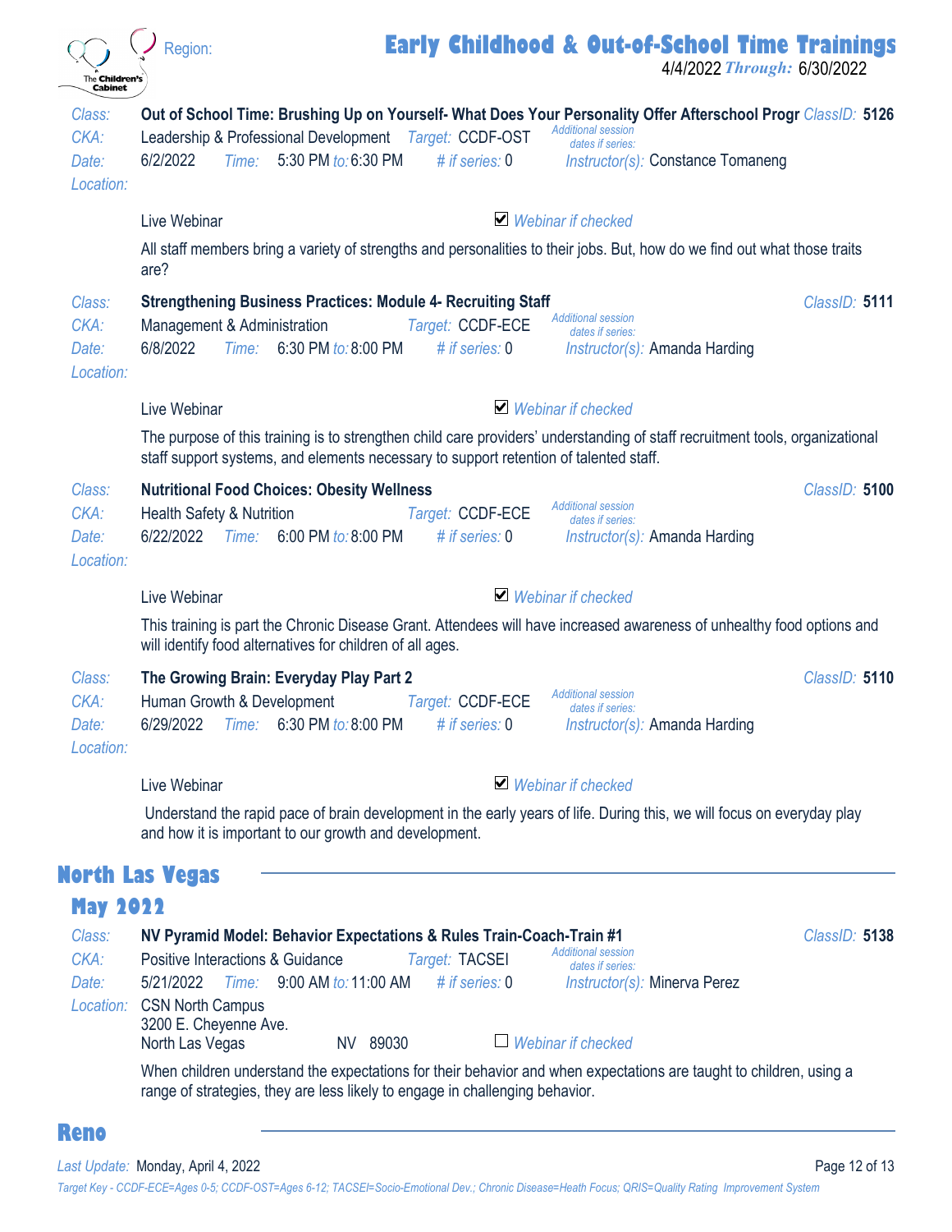**Class:** Out of School Time: Brushing Up on Yourself- What Does Your Personality Offer Afterschool Progr *ClassID:* **5126**
*CKA:* Leadership & Professional Development *Target:* CCDF-OST *Additional session dates if series:*
*Date:* 6/2/2022 *Time:* 5:30 PM *to:* 6:30 PM *# if series:* 0 *Instructor(s):* Constance Tomaneng
*Location:*

Live Webinar ☑ *Webinar if checked*

All staff members bring a variety of strengths and personalities to their jobs. But, how do we find out what those traits are?

**Class:** Strengthening Business Practices: Module 4- Recruiting Staff *ClassID:* **5111**
*CKA:* Management & Administration *Target:* CCDF-ECE *Additional session dates if series:*
*Date:* 6/8/2022 *Time:* 6:30 PM *to:* 8:00 PM *# if series:* 0 *Instructor(s):* Amanda Harding
*Location:*

Live Webinar ☑ *Webinar if checked*

The purpose of this training is to strengthen child care providers' understanding of staff recruitment tools, organizational staff support systems, and elements necessary to support retention of talented staff.

**Class:** Nutritional Food Choices: Obesity Wellness *ClassID:* **5100**
*CKA:* Health Safety & Nutrition *Target:* CCDF-ECE *Additional session dates if series:*
*Date:* 6/22/2022 *Time:* 6:00 PM *to:* 8:00 PM *# if series:* 0 *Instructor(s):* Amanda Harding
*Location:*

Live Webinar ☑ *Webinar if checked*

This training is part the Chronic Disease Grant. Attendees will have increased awareness of unhealthy food options and will identify food alternatives for children of all ages.

**Class:** The Growing Brain: Everyday Play Part 2 *ClassID:* **5110**
*CKA:* Human Growth & Development *Target:* CCDF-ECE *Additional session dates if series:*
*Date:* 6/29/2022 *Time:* 6:30 PM *to:* 8:00 PM *# if series:* 0 *Instructor(s):* Amanda Harding
*Location:*

Live Webinar ☑ *Webinar if checked*

Understand the rapid pace of brain development in the early years of life. During this, we will focus on everyday play and how it is important to our growth and development.

## North Las Vegas

### May 2022

**Class:** NV Pyramid Model: Behavior Expectations & Rules Train-Coach-Train #1 *ClassID:* **5138**
*CKA:* Positive Interactions & Guidance *Target:* TACSEI *Additional session dates if series:*
*Date:* 5/21/2022 *Time:* 9:00 AM *to:* 11:00 AM *# if series:* 0 *Instructor(s):* Minerva Perez
*Location:* CSN North Campus
3200 E. Cheyenne Ave.
North Las Vegas NV 89030 ☐ *Webinar if checked*

When children understand the expectations for their behavior and when expectations are taught to children, using a range of strategies, they are less likely to engage in challenging behavior.

## Reno

*Last Update:* Monday, April 4, 2022

*Target Key - CCDF-ECE=Ages 0-5; CCDF-OST=Ages 6-12; TACSEI=Socio-Emotional Dev.; Chronic Disease=Heath Focus; QRIS=Quality Rating Improvement System*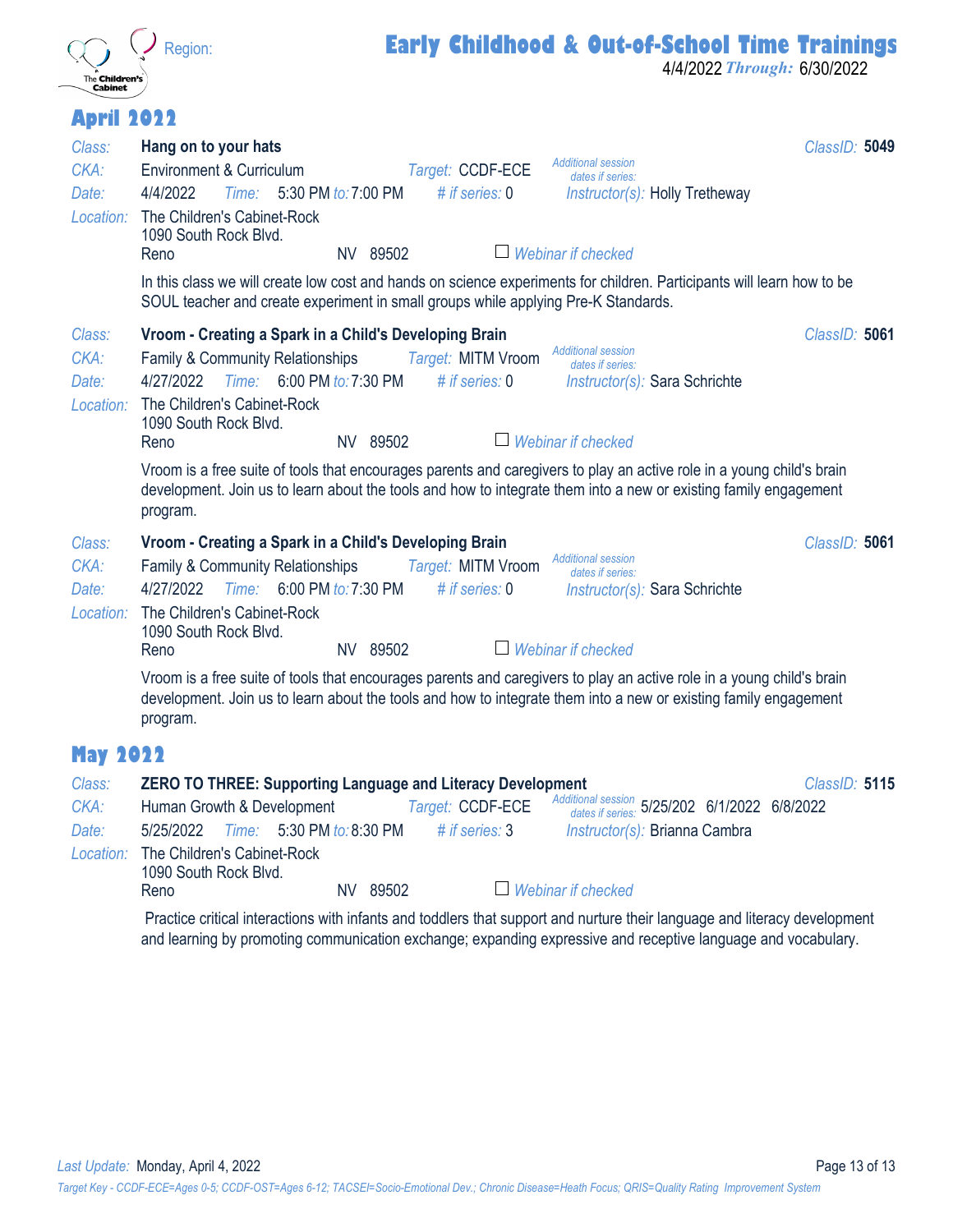Region:

# Early Childhood & Out-of-School Time Trainings

4/4/2022 *Through:* 6/30/2022

## April 2022

*Class:* **Hang on to your hats** — *ClassID:* **5049**
*CKA:* Environment & Curriculum — *Target:* CCDF-ECE — *Additional session dates if series:*
*Date:* 4/4/2022 *Time:* 5:30 PM *to:* 7:00 PM — *# if series:* 0 — *Instructor(s):* Holly Tretheway
*Location:* The Children's Cabinet-Rock
1090 South Rock Blvd.
Reno NV 89502 — ☐ *Webinar if checked*

In this class we will create low cost and hands on science experiments for children. Participants will learn how to be SOUL teacher and create experiment in small groups while applying Pre-K Standards.

*Class:* **Vroom - Creating a Spark in a Child's Developing Brain** — *ClassID:* **5061**
*CKA:* Family & Community Relationships — *Target:* MITM Vroom — *Additional session dates if series:*
*Date:* 4/27/2022 *Time:* 6:00 PM *to:* 7:30 PM — *# if series:* 0 — *Instructor(s):* Sara Schrichte
*Location:* The Children's Cabinet-Rock
1090 South Rock Blvd.
Reno NV 89502 — ☐ *Webinar if checked*

Vroom is a free suite of tools that encourages parents and caregivers to play an active role in a young child's brain development. Join us to learn about the tools and how to integrate them into a new or existing family engagement program.

*Class:* **Vroom - Creating a Spark in a Child's Developing Brain** — *ClassID:* **5061**
*CKA:* Family & Community Relationships — *Target:* MITM Vroom — *Additional session dates if series:*
*Date:* 4/27/2022 *Time:* 6:00 PM *to:* 7:30 PM — *# if series:* 0 — *Instructor(s):* Sara Schrichte
*Location:* The Children's Cabinet-Rock
1090 South Rock Blvd.
Reno NV 89502 — ☐ *Webinar if checked*

Vroom is a free suite of tools that encourages parents and caregivers to play an active role in a young child's brain development. Join us to learn about the tools and how to integrate them into a new or existing family engagement program.

## May 2022

*Class:* **ZERO TO THREE: Supporting Language and Literacy Development** — *ClassID:* **5115**
*CKA:* Human Growth & Development — *Target:* CCDF-ECE — *Additional session dates if series:* 5/25/202 6/1/2022 6/8/2022
*Date:* 5/25/2022 *Time:* 5:30 PM *to:* 8:30 PM — *# if series:* 3 — *Instructor(s):* Brianna Cambra
*Location:* The Children's Cabinet-Rock
1090 South Rock Blvd.
Reno NV 89502 — ☐ *Webinar if checked*

Practice critical interactions with infants and toddlers that support and nurture their language and literacy development and learning by promoting communication exchange; expanding expressive and receptive language and vocabulary.

*Last Update:* Monday, April 4, 2022

*Target Key - CCDF-ECE=Ages 0-5; CCDF-OST=Ages 6-12; TACSEI=Socio-Emotional Dev.; Chronic Disease=Heath Focus; QRIS=Quality Rating Improvement System*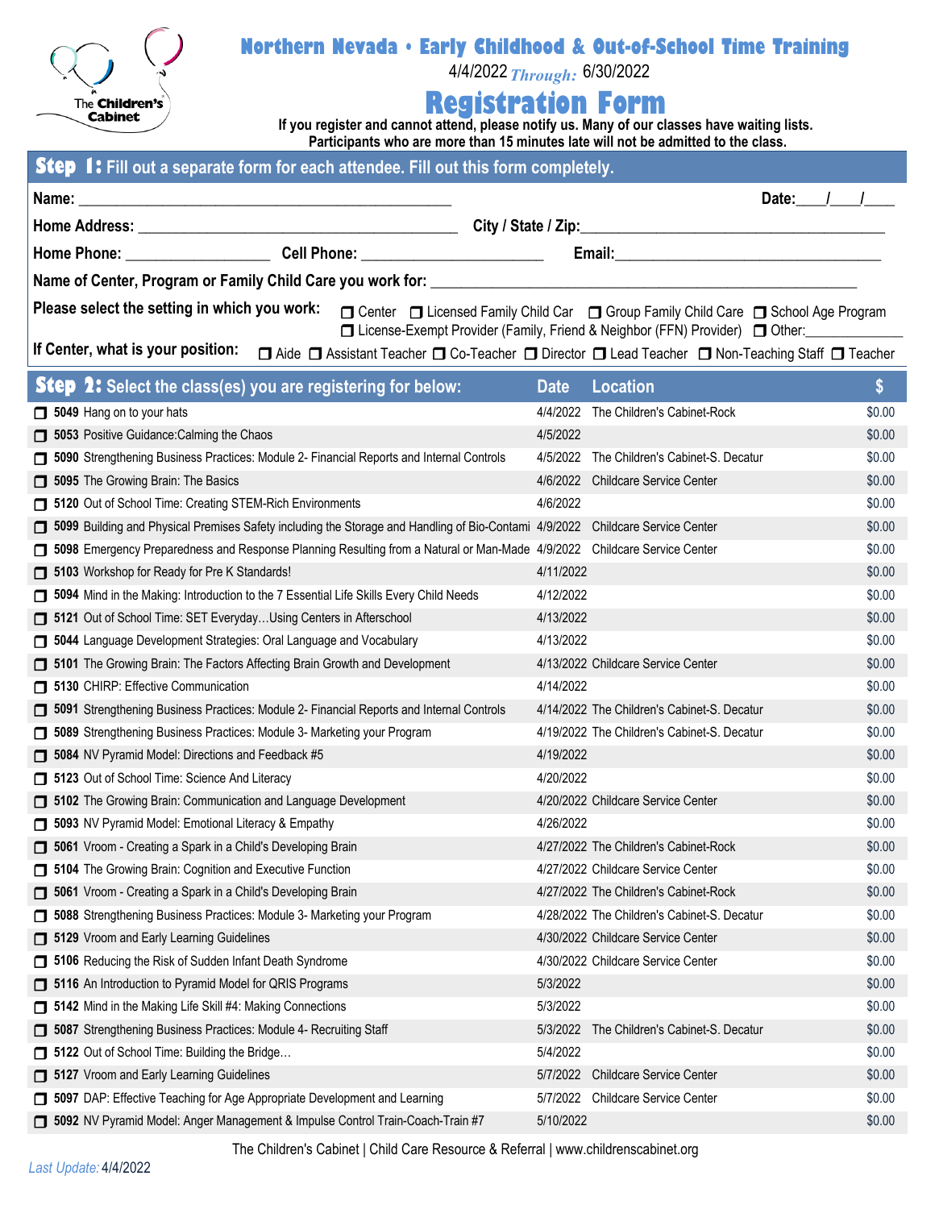The Children's Cabinet

# Northern Nevada • Early Childhood & Out-of-School Time Training

4/4/2022 *Through:* 6/30/2022

# Registration Form

**If you register and cannot attend, please notify us. Many of our classes have waiting lists.**
**Participants who are more than 15 minutes late will not be admitted to the class.**

## Step 1: Fill out a separate form for each attendee. Fill out this form completely.

**Name:** ______________________________ **Date:** ___/___/___

**Home Address:** ______________________________ **City / State / Zip:** ______________________________

**Home Phone:** ______________ **Cell Phone:** ______________ **Email:** ______________________________

**Name of Center, Program or Family Child Care you work for:** ______________________________

**Please select the setting in which you work:** ❐ Center ❐ Licensed Family Child Car ❐ Group Family Child Care ❐ School Age Program ❐ License-Exempt Provider (Family, Friend & Neighbor (FFN) Provider) ❐ Other:__________

**If Center, what is your position:** ❐ Aide ❐ Assistant Teacher ❐ Co-Teacher ❐ Director ❐ Lead Teacher ❐ Non-Teaching Staff ❐ Teacher

## Step 2: Select the class(es) you are registering for below:

| Class | Date | Location | $ |
|---|---|---|---|
| ❐ **5049** Hang on to your hats | 4/4/2022 | The Children's Cabinet-Rock | $0.00 |
| ❐ **5053** Positive Guidance:Calming the Chaos | 4/5/2022 | | $0.00 |
| ❐ **5090** Strengthening Business Practices: Module 2- Financial Reports and Internal Controls | 4/5/2022 | The Children's Cabinet-S. Decatur | $0.00 |
| ❐ **5095** The Growing Brain: The Basics | 4/6/2022 | Childcare Service Center | $0.00 |
| ❐ **5120** Out of School Time: Creating STEM-Rich Environments | 4/6/2022 | | $0.00 |
| ❐ **5099** Building and Physical Premises Safety including the Storage and Handling of Bio-Contami | 4/9/2022 | Childcare Service Center | $0.00 |
| ❐ **5098** Emergency Preparedness and Response Planning Resulting from a Natural or Man-Made | 4/9/2022 | Childcare Service Center | $0.00 |
| ❐ **5103** Workshop for Ready for Pre K Standards! | 4/11/2022 | | $0.00 |
| ❐ **5094** Mind in the Making: Introduction to the 7 Essential Life Skills Every Child Needs | 4/12/2022 | | $0.00 |
| ❐ **5121** Out of School Time: SET Everyday…Using Centers in Afterschool | 4/13/2022 | | $0.00 |
| ❐ **5044** Language Development Strategies: Oral Language and Vocabulary | 4/13/2022 | | $0.00 |
| ❐ **5101** The Growing Brain: The Factors Affecting Brain Growth and Development | 4/13/2022 | Childcare Service Center | $0.00 |
| ❐ **5130** CHIRP: Effective Communication | 4/14/2022 | | $0.00 |
| ❐ **5091** Strengthening Business Practices: Module 2- Financial Reports and Internal Controls | 4/14/2022 | The Children's Cabinet-S. Decatur | $0.00 |
| ❐ **5089** Strengthening Business Practices: Module 3- Marketing your Program | 4/19/2022 | The Children's Cabinet-S. Decatur | $0.00 |
| ❐ **5084** NV Pyramid Model: Directions and Feedback #5 | 4/19/2022 | | $0.00 |
| ❐ **5123** Out of School Time: Science And Literacy | 4/20/2022 | | $0.00 |
| ❐ **5102** The Growing Brain: Communication and Language Development | 4/20/2022 | Childcare Service Center | $0.00 |
| ❐ **5093** NV Pyramid Model: Emotional Literacy & Empathy | 4/26/2022 | | $0.00 |
| ❐ **5061** Vroom - Creating a Spark in a Child's Developing Brain | 4/27/2022 | The Children's Cabinet-Rock | $0.00 |
| ❐ **5104** The Growing Brain: Cognition and Executive Function | 4/27/2022 | Childcare Service Center | $0.00 |
| ❐ **5061** Vroom - Creating a Spark in a Child's Developing Brain | 4/27/2022 | The Children's Cabinet-Rock | $0.00 |
| ❐ **5088** Strengthening Business Practices: Module 3- Marketing your Program | 4/28/2022 | The Children's Cabinet-S. Decatur | $0.00 |
| ❐ **5129** Vroom and Early Learning Guidelines | 4/30/2022 | Childcare Service Center | $0.00 |
| ❐ **5106** Reducing the Risk of Sudden Infant Death Syndrome | 4/30/2022 | Childcare Service Center | $0.00 |
| ❐ **5116** An Introduction to Pyramid Model for QRIS Programs | 5/3/2022 | | $0.00 |
| ❐ **5142** Mind in the Making Life Skill #4: Making Connections | 5/3/2022 | | $0.00 |
| ❐ **5087** Strengthening Business Practices: Module 4- Recruiting Staff | 5/3/2022 | The Children's Cabinet-S. Decatur | $0.00 |
| ❐ **5122** Out of School Time: Building the Bridge… | 5/4/2022 | | $0.00 |
| ❐ **5127** Vroom and Early Learning Guidelines | 5/7/2022 | Childcare Service Center | $0.00 |
| ❐ **5097** DAP: Effective Teaching for Age Appropriate Development and Learning | 5/7/2022 | Childcare Service Center | $0.00 |
| ❐ **5092** NV Pyramid Model: Anger Management & Impulse Control Train-Coach-Train #7 | 5/10/2022 | | $0.00 |

The Children's Cabinet | Child Care Resource & Referral | www.childrenscabinet.org

*Last Update:* 4/4/2022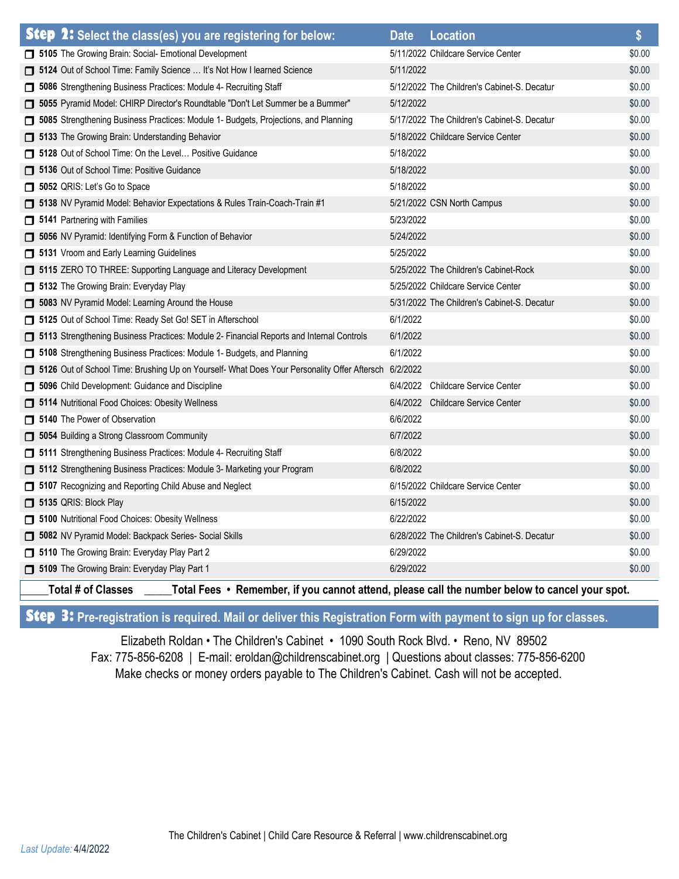| Step 2: Select the class(es) you are registering for below: | Date | Location | $ |
|---|---|---|---|
| ❒ **5105** The Growing Brain: Social- Emotional Development | 5/11/2022 | Childcare Service Center | $0.00 |
| ❒ **5124** Out of School Time: Family Science … It's Not How I learned Science | 5/11/2022 | | $0.00 |
| ❒ **5086** Strengthening Business Practices: Module 4- Recruiting Staff | 5/12/2022 | The Children's Cabinet-S. Decatur | $0.00 |
| ❒ **5055** Pyramid Model: CHIRP Director's Roundtable "Don't Let Summer be a Bummer" | 5/12/2022 | | $0.00 |
| ❒ **5085** Strengthening Business Practices: Module 1- Budgets, Projections, and Planning | 5/17/2022 | The Children's Cabinet-S. Decatur | $0.00 |
| ❒ **5133** The Growing Brain: Understanding Behavior | 5/18/2022 | Childcare Service Center | $0.00 |
| ❒ **5128** Out of School Time: On the Level… Positive Guidance | 5/18/2022 | | $0.00 |
| ❒ **5136** Out of School Time: Positive Guidance | 5/18/2022 | | $0.00 |
| ❒ **5052** QRIS: Let's Go to Space | 5/18/2022 | | $0.00 |
| ❒ **5138** NV Pyramid Model: Behavior Expectations & Rules Train-Coach-Train #1 | 5/21/2022 | CSN North Campus | $0.00 |
| ❒ **5141** Partnering with Families | 5/23/2022 | | $0.00 |
| ❒ **5056** NV Pyramid: Identifying Form & Function of Behavior | 5/24/2022 | | $0.00 |
| ❒ **5131** Vroom and Early Learning Guidelines | 5/25/2022 | | $0.00 |
| ❒ **5115** ZERO TO THREE: Supporting Language and Literacy Development | 5/25/2022 | The Children's Cabinet-Rock | $0.00 |
| ❒ **5132** The Growing Brain: Everyday Play | 5/25/2022 | Childcare Service Center | $0.00 |
| ❒ **5083** NV Pyramid Model: Learning Around the House | 5/31/2022 | The Children's Cabinet-S. Decatur | $0.00 |
| ❒ **5125** Out of School Time: Ready Set Go! SET in Afterschool | 6/1/2022 | | $0.00 |
| ❒ **5113** Strengthening Business Practices: Module 2- Financial Reports and Internal Controls | 6/1/2022 | | $0.00 |
| ❒ **5108** Strengthening Business Practices: Module 1- Budgets, and Planning | 6/1/2022 | | $0.00 |
| ❒ **5126** Out of School Time: Brushing Up on Yourself- What Does Your Personality Offer Aftersch | 6/2/2022 | | $0.00 |
| ❒ **5096** Child Development: Guidance and Discipline | 6/4/2022 | Childcare Service Center | $0.00 |
| ❒ **5114** Nutritional Food Choices: Obesity Wellness | 6/4/2022 | Childcare Service Center | $0.00 |
| ❒ **5140** The Power of Observation | 6/6/2022 | | $0.00 |
| ❒ **5054** Building a Strong Classroom Community | 6/7/2022 | | $0.00 |
| ❒ **5111** Strengthening Business Practices: Module 4- Recruiting Staff | 6/8/2022 | | $0.00 |
| ❒ **5112** Strengthening Business Practices: Module 3- Marketing your Program | 6/8/2022 | | $0.00 |
| ❒ **5107** Recognizing and Reporting Child Abuse and Neglect | 6/15/2022 | Childcare Service Center | $0.00 |
| ❒ **5135** QRIS: Block Play | 6/15/2022 | | $0.00 |
| ❒ **5100** Nutritional Food Choices: Obesity Wellness | 6/22/2022 | | $0.00 |
| ❒ **5082** NV Pyramid Model: Backpack Series- Social Skills | 6/28/2022 | The Children's Cabinet-S. Decatur | $0.00 |
| ❒ **5110** The Growing Brain: Everyday Play Part 2 | 6/29/2022 | | $0.00 |
| ❒ **5109** The Growing Brain: Everyday Play Part 1 | 6/29/2022 | | $0.00 |

**_____Total # of Classes _____Total Fees • Remember, if you cannot attend, please call the number below to cancel your spot.**

## Step 3: Pre-registration is required. Mail or deliver this Registration Form with payment to sign up for classes.

Elizabeth Roldan • The Children's Cabinet • 1090 South Rock Blvd. • Reno, NV 89502
Fax: 775-856-6208 | E-mail: eroldan@childrenscabinet.org | Questions about classes: 775-856-6200
Make checks or money orders payable to The Children's Cabinet. Cash will not be accepted.

The Children's Cabinet | Child Care Resource & Referral | www.childrenscabinet.org

*Last Update:* 4/4/2022